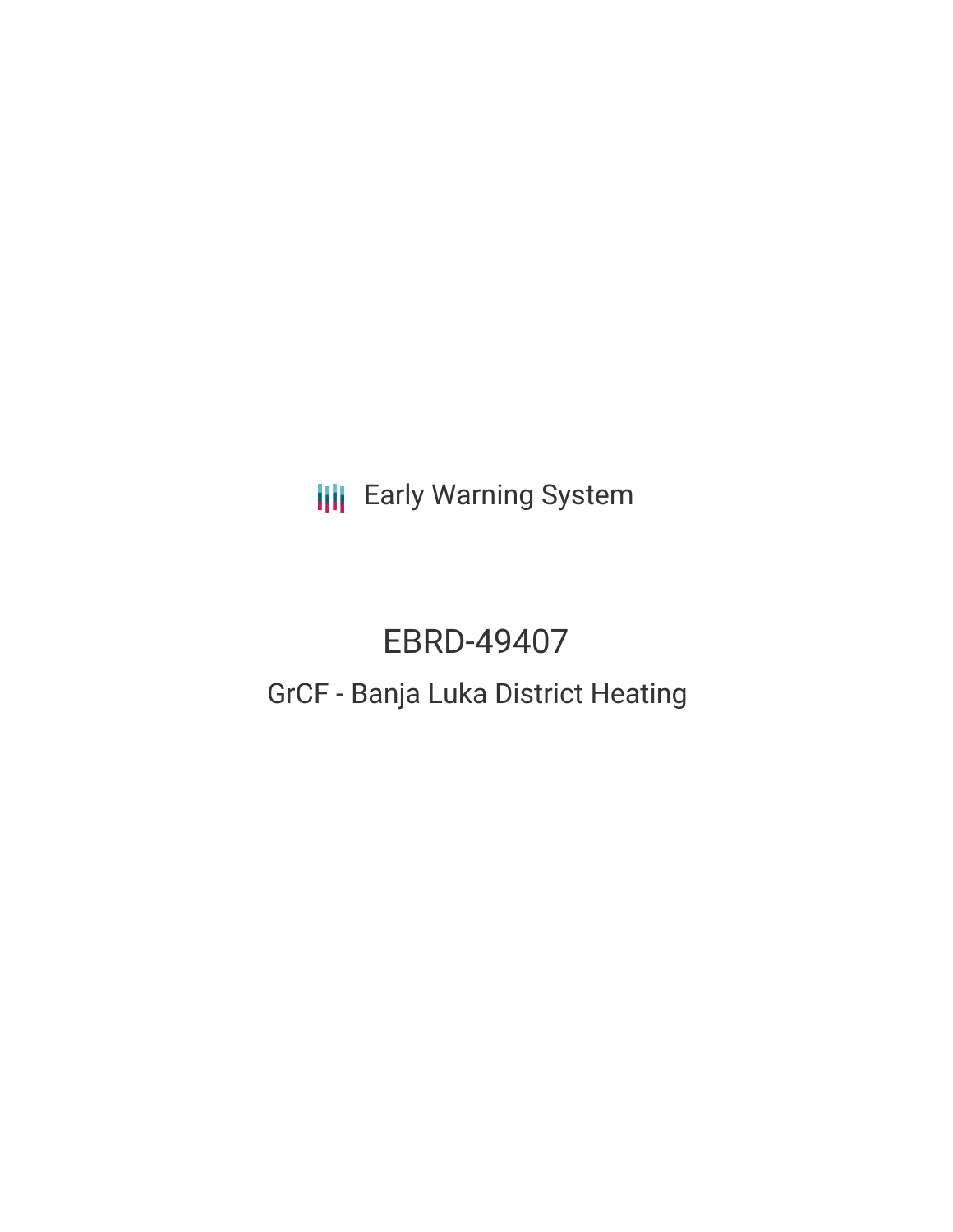Early Warning System

# EBRD-49407

## GrCF - Banja Luka District Heating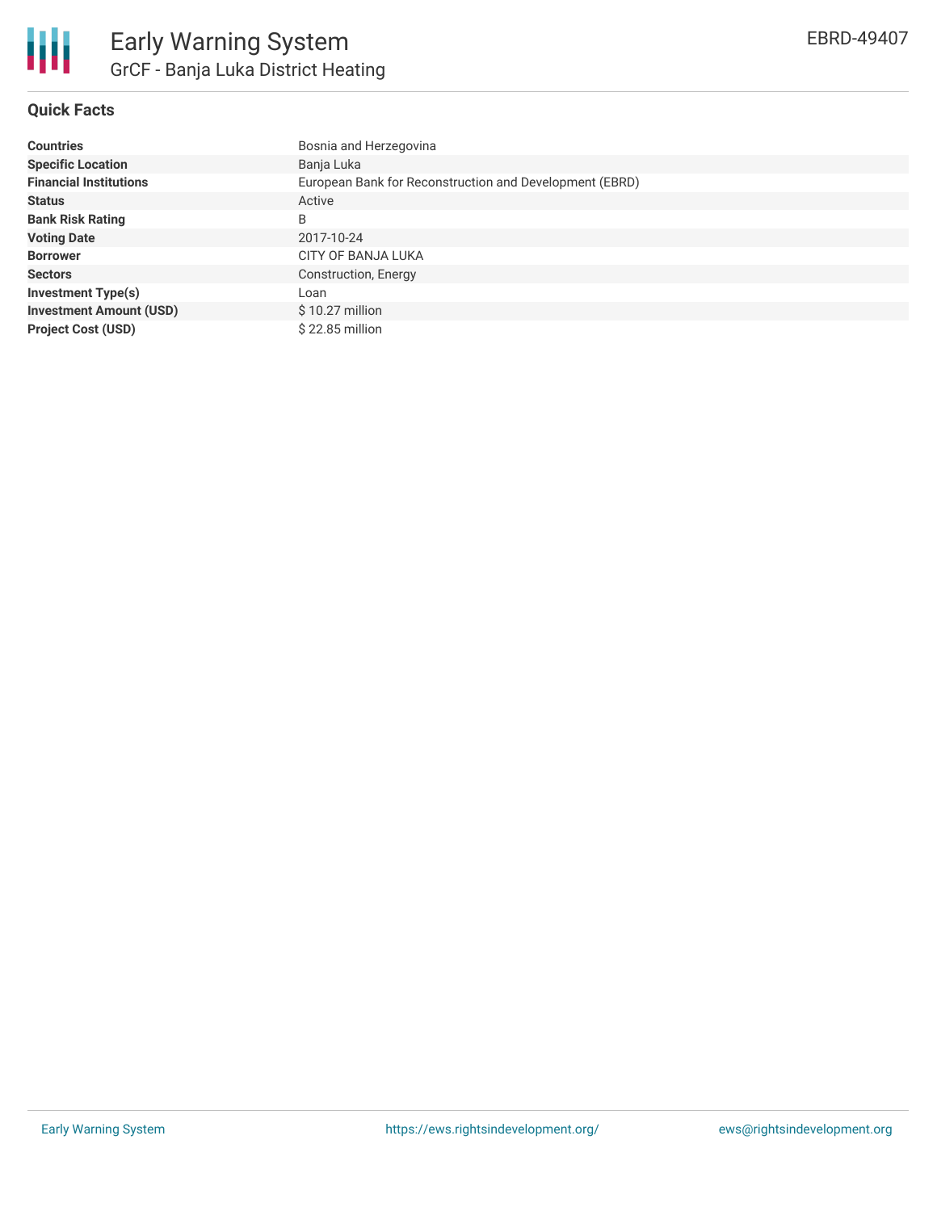# Early Warning System

## GrCF - Banja Luka District Heating

EBRD-49407

### Quick Facts

| | |
|---|---|
| **Countries** | Bosnia and Herzegovina |
| **Specific Location** | Banja Luka |
| **Financial Institutions** | European Bank for Reconstruction and Development (EBRD) |
| **Status** | Active |
| **Bank Risk Rating** | B |
| **Voting Date** | 2017-10-24 |
| **Borrower** | CITY OF BANJA LUKA |
| **Sectors** | Construction, Energy |
| **Investment Type(s)** | Loan |
| **Investment Amount (USD)** | $ 10.27 million |
| **Project Cost (USD)** | $ 22.85 million |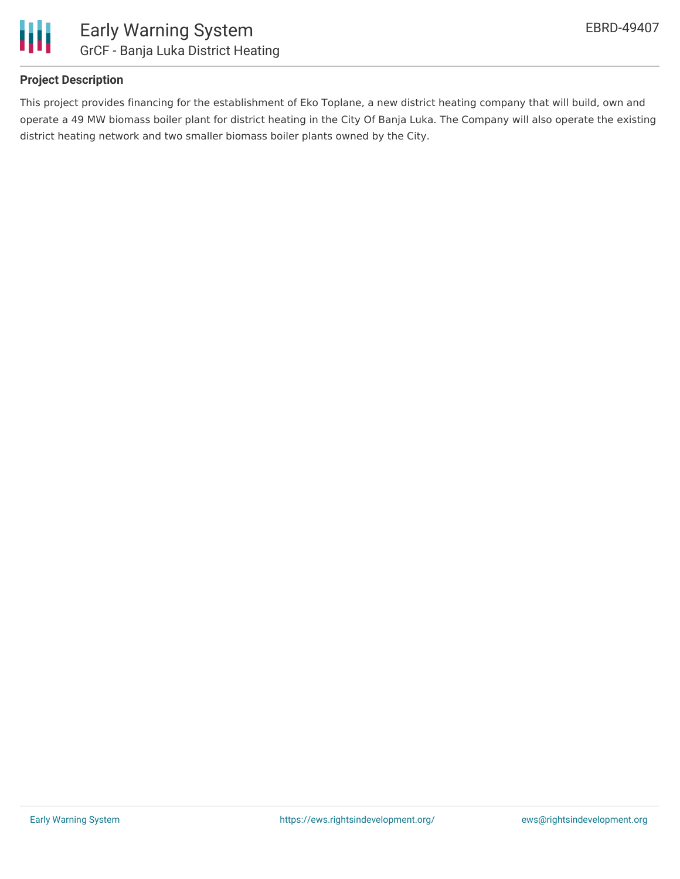## Project Description

This project provides financing for the establishment of Eko Toplane, a new district heating company that will build, own and operate a 49 MW biomass boiler plant for district heating in the City Of Banja Luka. The Company will also operate the existing district heating network and two smaller biomass boiler plants owned by the City.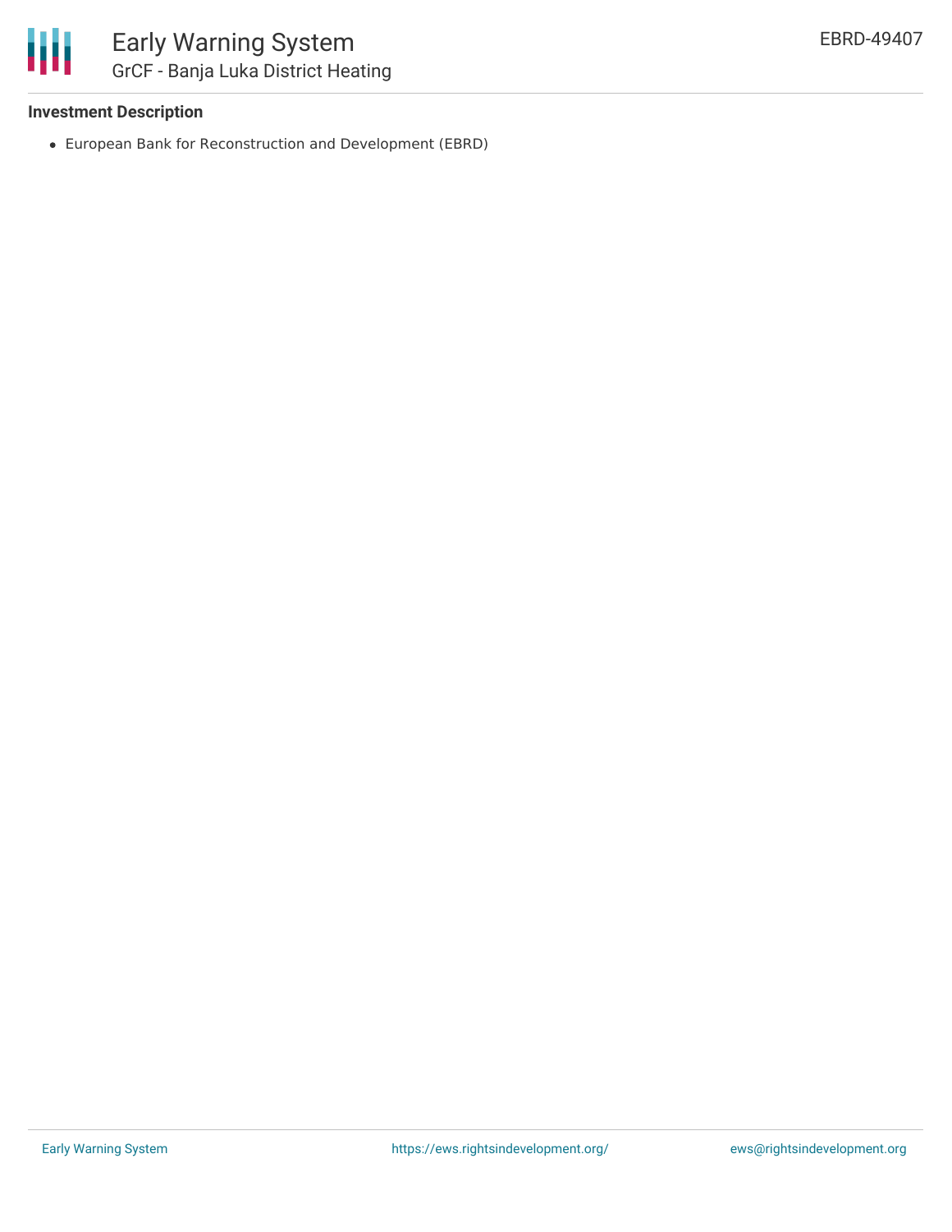### Investment Description

- European Bank for Reconstruction and Development (EBRD)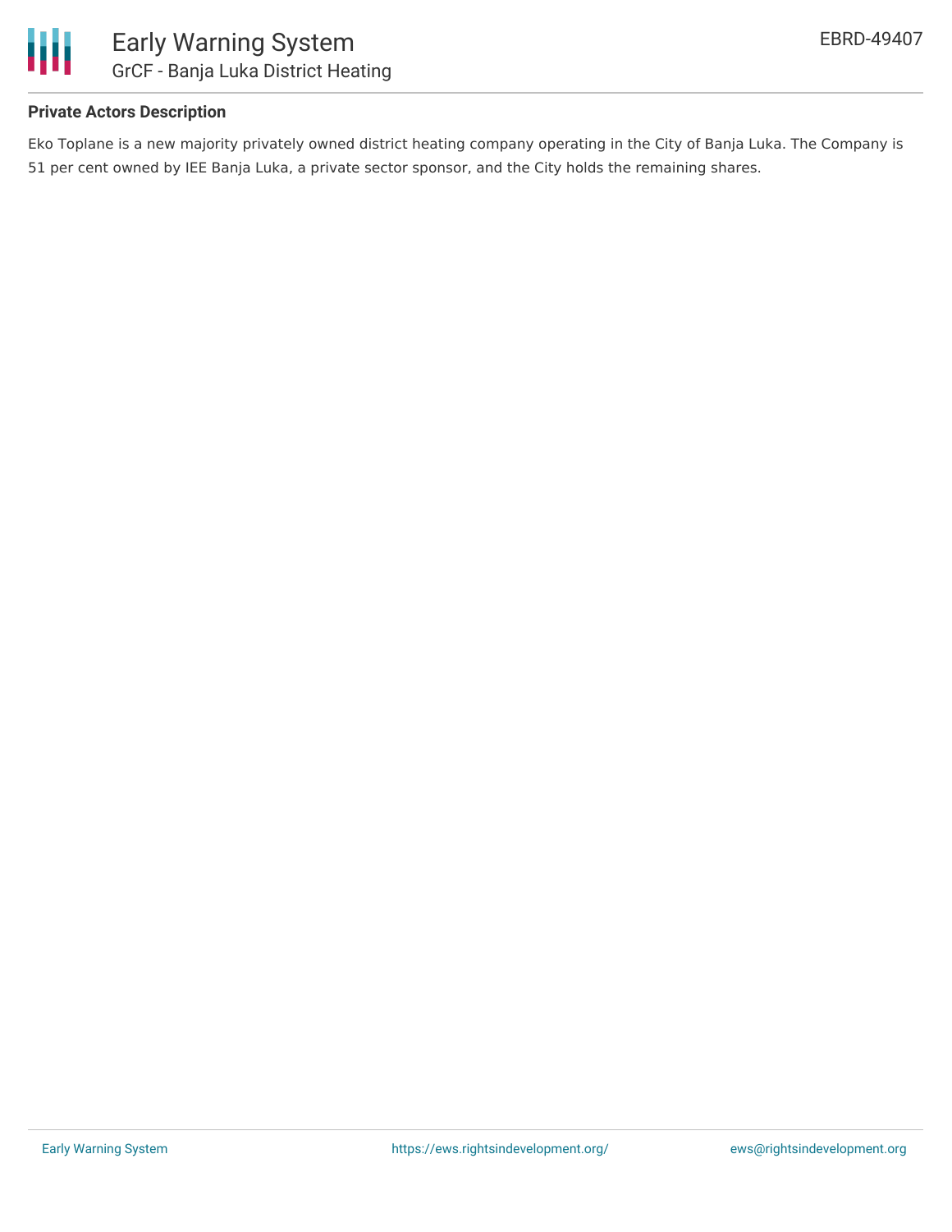### Private Actors Description

Eko Toplane is a new majority privately owned district heating company operating in the City of Banja Luka. The Company is 51 per cent owned by IEE Banja Luka, a private sector sponsor, and the City holds the remaining shares.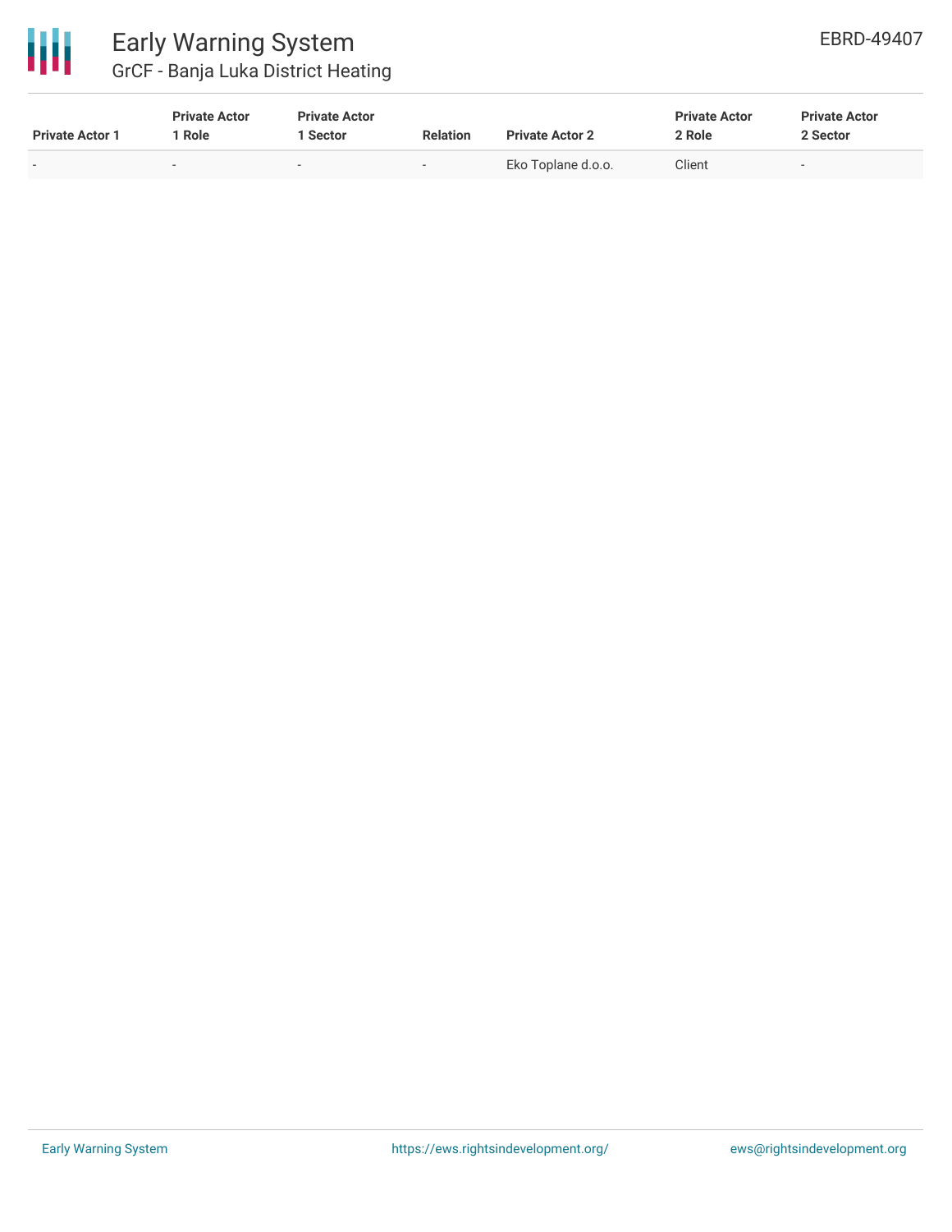| Private Actor 1 | Private Actor 1 Role | Private Actor 1 Sector | Relation | Private Actor 2 | Private Actor 2 Role | Private Actor 2 Sector |
|---|---|---|---|---|---|---|
| - | - | - | - | Eko Toplane d.o.o. | Client | - |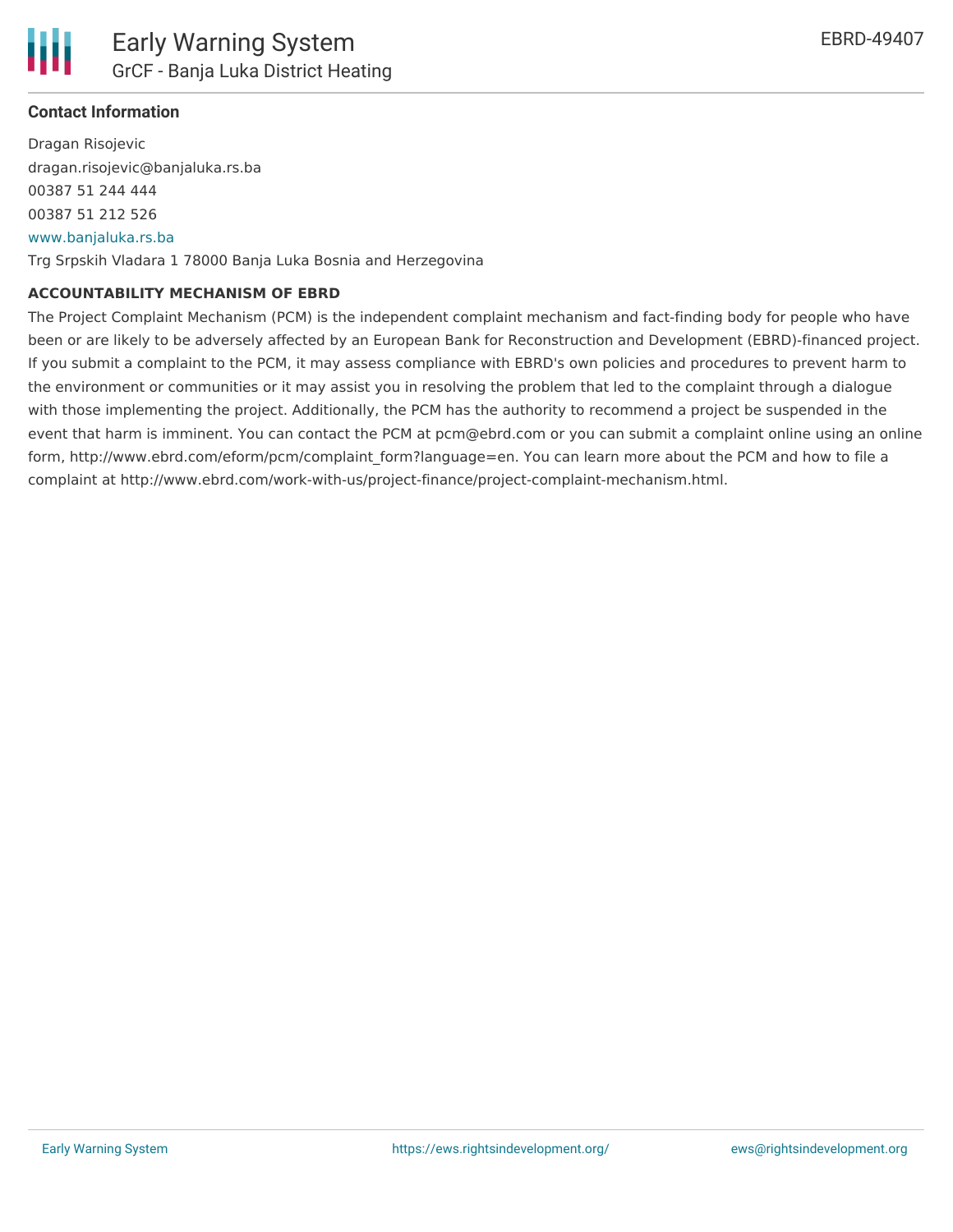### Contact Information

Dragan Risojevic
dragan.risojevic@banjaluka.rs.ba
00387 51 244 444
00387 51 212 526
www.banjaluka.rs.ba
Trg Srpskih Vladara 1 78000 Banja Luka Bosnia and Herzegovina

#### ACCOUNTABILITY MECHANISM OF EBRD

The Project Complaint Mechanism (PCM) is the independent complaint mechanism and fact-finding body for people who have been or are likely to be adversely affected by an European Bank for Reconstruction and Development (EBRD)-financed project. If you submit a complaint to the PCM, it may assess compliance with EBRD's own policies and procedures to prevent harm to the environment or communities or it may assist you in resolving the problem that led to the complaint through a dialogue with those implementing the project. Additionally, the PCM has the authority to recommend a project be suspended in the event that harm is imminent. You can contact the PCM at pcm@ebrd.com or you can submit a complaint online using an online form, http://www.ebrd.com/eform/pcm/complaint_form?language=en. You can learn more about the PCM and how to file a complaint at http://www.ebrd.com/work-with-us/project-finance/project-complaint-mechanism.html.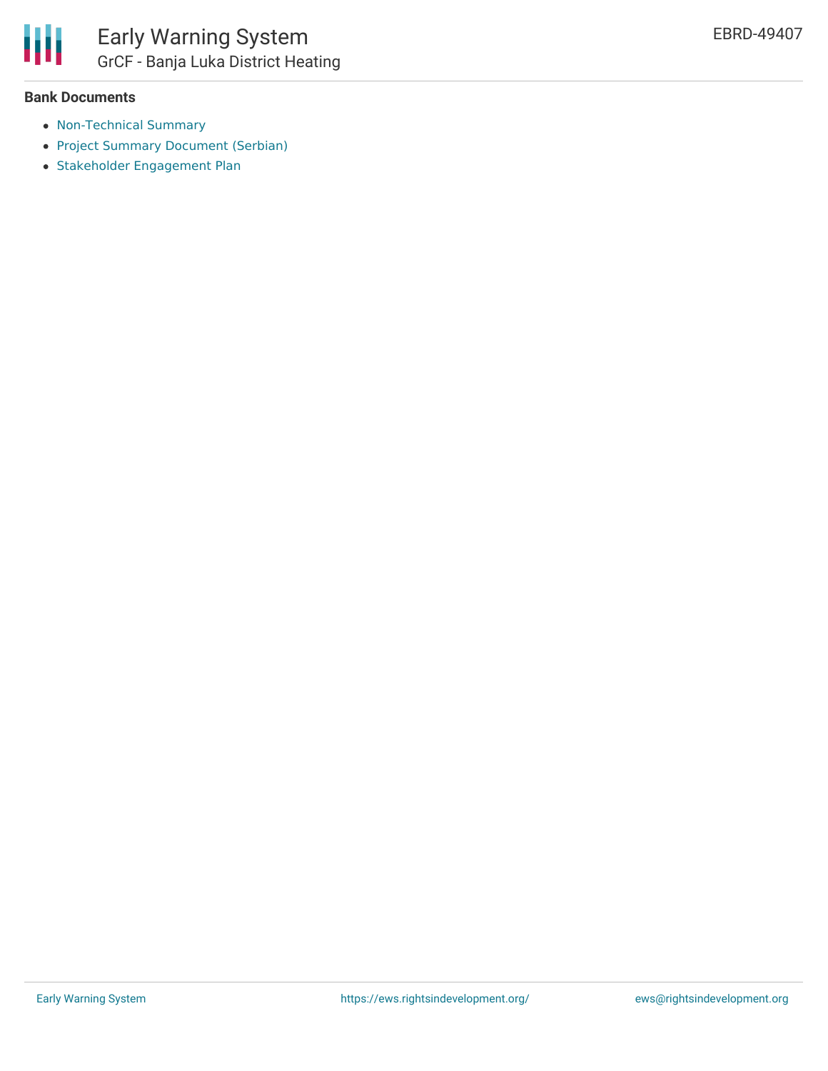**Bank Documents**

- Non-Technical Summary
- Project Summary Document (Serbian)
- Stakeholder Engagement Plan